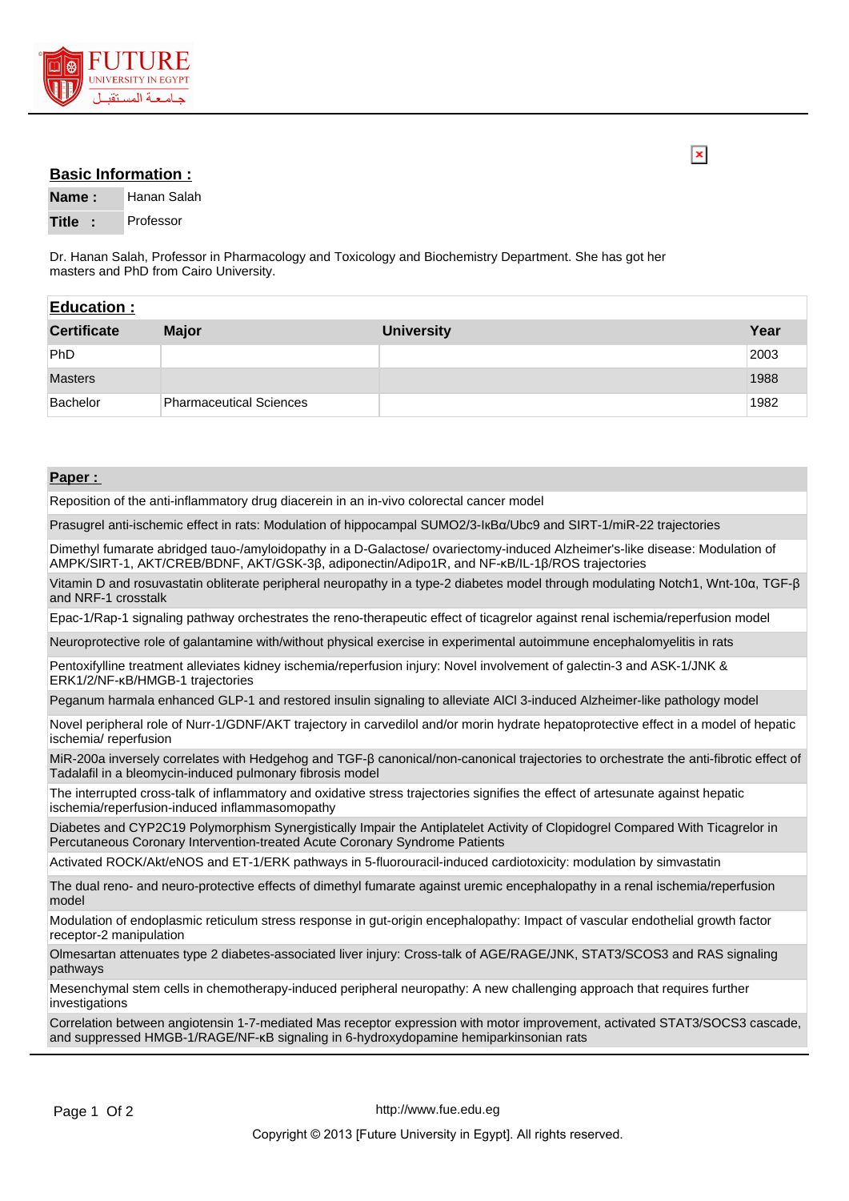## Basic Information :

| | |
|---|---|
| **Name :** | Hanan Salah |
| **Title :** | Professor |

Dr. Hanan Salah, Professor in Pharmacology and Toxicology and Biochemistry Department. She has got her masters and PhD from Cairo University.

## Education :

| Certificate | Major | University | Year |
|---|---|---|---|
| PhD | | | 2003 |
| Masters | | | 1988 |
| Bachelor | Pharmaceutical Sciences | | 1982 |

## Paper :

- Reposition of the anti-inflammatory drug diacerein in an in-vivo colorectal cancer model
- Prasugrel anti-ischemic effect in rats: Modulation of hippocampal SUMO2/3-IκBα/Ubc9 and SIRT-1/miR-22 trajectories
- Dimethyl fumarate abridged tauo-/amyloidopathy in a D-Galactose/ ovariectomy-induced Alzheimer's-like disease: Modulation of AMPK/SIRT-1, AKT/CREB/BDNF, AKT/GSK-3β, adiponectin/Adipo1R, and NF-κB/IL-1β/ROS trajectories
- Vitamin D and rosuvastatin obliterate peripheral neuropathy in a type-2 diabetes model through modulating Notch1, Wnt-10α, TGF-β and NRF-1 crosstalk
- Epac-1/Rap-1 signaling pathway orchestrates the reno-therapeutic effect of ticagrelor against renal ischemia/reperfusion model
- Neuroprotective role of galantamine with/without physical exercise in experimental autoimmune encephalomyelitis in rats
- Pentoxifylline treatment alleviates kidney ischemia/reperfusion injury: Novel involvement of galectin-3 and ASK-1/JNK & ERK1/2/NF-κB/HMGB-1 trajectories
- Peganum harmala enhanced GLP-1 and restored insulin signaling to alleviate AlCl 3-induced Alzheimer-like pathology model
- Novel peripheral role of Nurr-1/GDNF/AKT trajectory in carvedilol and/or morin hydrate hepatoprotective effect in a model of hepatic ischemia/ reperfusion
- MiR-200a inversely correlates with Hedgehog and TGF-β canonical/non-canonical trajectories to orchestrate the anti-fibrotic effect of Tadalafil in a bleomycin-induced pulmonary fibrosis model
- The interrupted cross-talk of inflammatory and oxidative stress trajectories signifies the effect of artesunate against hepatic ischemia/reperfusion-induced inflammasomopathy
- Diabetes and CYP2C19 Polymorphism Synergistically Impair the Antiplatelet Activity of Clopidogrel Compared With Ticagrelor in Percutaneous Coronary Intervention-treated Acute Coronary Syndrome Patients
- Activated ROCK/Akt/eNOS and ET-1/ERK pathways in 5-fluorouracil-induced cardiotoxicity: modulation by simvastatin
- The dual reno- and neuro-protective effects of dimethyl fumarate against uremic encephalopathy in a renal ischemia/reperfusion model
- Modulation of endoplasmic reticulum stress response in gut-origin encephalopathy: Impact of vascular endothelial growth factor receptor-2 manipulation
- Olmesartan attenuates type 2 diabetes-associated liver injury: Cross-talk of AGE/RAGE/JNK, STAT3/SCOS3 and RAS signaling pathways
- Mesenchymal stem cells in chemotherapy-induced peripheral neuropathy: A new challenging approach that requires further investigations
- Correlation between angiotensin 1-7-mediated Mas receptor expression with motor improvement, activated STAT3/SOCS3 cascade, and suppressed HMGB-1/RAGE/NF-κB signaling in 6-hydroxydopamine hemiparkinsonian rats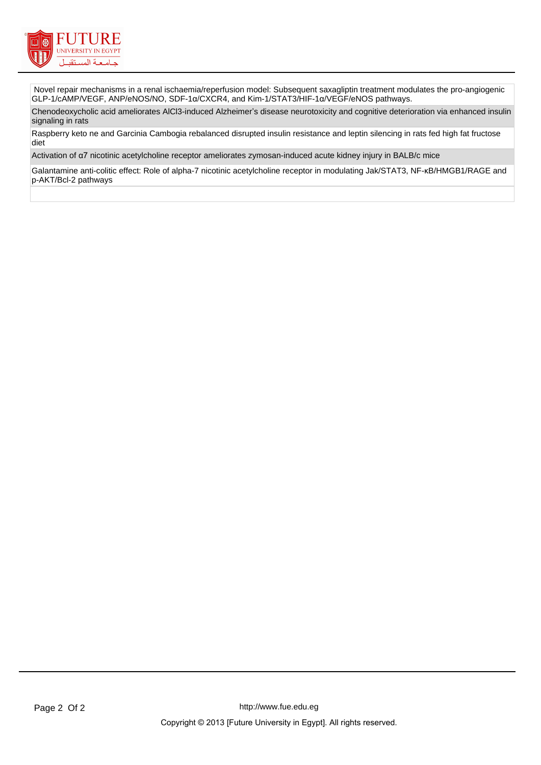| |
|---|
| Novel repair mechanisms in a renal ischaemia/reperfusion model: Subsequent saxagliptin treatment modulates the pro-angiogenic GLP-1/cAMP/VEGF, ANP/eNOS/NO, SDF-1α/CXCR4, and Kim-1/STAT3/HIF-1α/VEGF/eNOS pathways. |
| Chenodeoxycholic acid ameliorates $AlCl_3$-induced Alzheimer's disease neurotoxicity and cognitive deterioration via enhanced insulin signaling in rats |
| Raspberry keto ne and Garcinia Cambogia rebalanced disrupted insulin resistance and leptin silencing in rats fed high fat fructose diet |
| Activation of α7 nicotinic acetylcholine receptor ameliorates zymosan-induced acute kidney injury in BALB/c mice |
| Galantamine anti-colitic effect: Role of alpha-7 nicotinic acetylcholine receptor in modulating Jak/STAT3, NF-κB/HMGB1/RAGE and p-AKT/Bcl-2 pathways |
| |